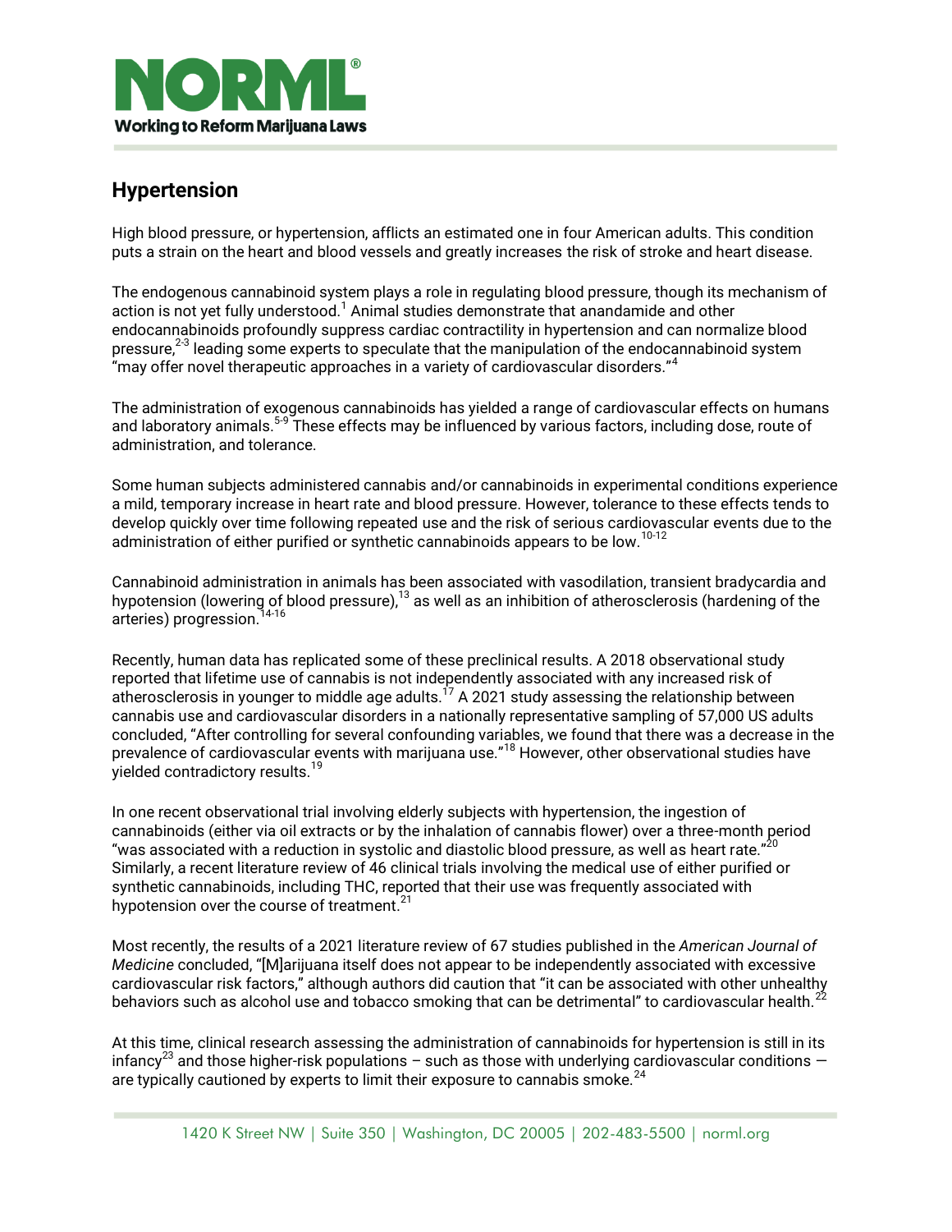# NORML

**Working to Reform Marijuana Laws**

## Hypertension

High blood pressure, or hypertension, afflicts an estimated one in four American adults. This condition puts a strain on the heart and blood vessels and greatly increases the risk of stroke and heart disease.

The endogenous cannabinoid system plays a role in regulating blood pressure, though its mechanism of action is not yet fully understood.[1] Animal studies demonstrate that anandamide and other endocannabinoids profoundly suppress cardiac contractility in hypertension and can normalize blood pressure,[2-3] leading some experts to speculate that the manipulation of the endocannabinoid system "may offer novel therapeutic approaches in a variety of cardiovascular disorders."[4]

The administration of exogenous cannabinoids has yielded a range of cardiovascular effects on humans and laboratory animals.[5-9] These effects may be influenced by various factors, including dose, route of administration, and tolerance.

Some human subjects administered cannabis and/or cannabinoids in experimental conditions experience a mild, temporary increase in heart rate and blood pressure. However, tolerance to these effects tends to develop quickly over time following repeated use and the risk of serious cardiovascular events due to the administration of either purified or synthetic cannabinoids appears to be low.[10-12]

Cannabinoid administration in animals has been associated with vasodilation, transient bradycardia and hypotension (lowering of blood pressure),[13] as well as an inhibition of atherosclerosis (hardening of the arteries) progression.[14-16]

Recently, human data has replicated some of these preclinical results. A 2018 observational study reported that lifetime use of cannabis is not independently associated with any increased risk of atherosclerosis in younger to middle age adults.[17] A 2021 study assessing the relationship between cannabis use and cardiovascular disorders in a nationally representative sampling of 57,000 US adults concluded, "After controlling for several confounding variables, we found that there was a decrease in the prevalence of cardiovascular events with marijuana use."[18] However, other observational studies have yielded contradictory results.[19]

In one recent observational trial involving elderly subjects with hypertension, the ingestion of cannabinoids (either via oil extracts or by the inhalation of cannabis flower) over a three-month period "was associated with a reduction in systolic and diastolic blood pressure, as well as heart rate."[20] Similarly, a recent literature review of 46 clinical trials involving the medical use of either purified or synthetic cannabinoids, including THC, reported that their use was frequently associated with hypotension over the course of treatment.[21]

Most recently, the results of a 2021 literature review of 67 studies published in the *American Journal of Medicine* concluded, "[M]arijuana itself does not appear to be independently associated with excessive cardiovascular risk factors," although authors did caution that "it can be associated with other unhealthy behaviors such as alcohol use and tobacco smoking that can be detrimental" to cardiovascular health.[22]

At this time, clinical research assessing the administration of cannabinoids for hypertension is still in its infancy[23] and those higher-risk populations – such as those with underlying cardiovascular conditions — are typically cautioned by experts to limit their exposure to cannabis smoke.[24]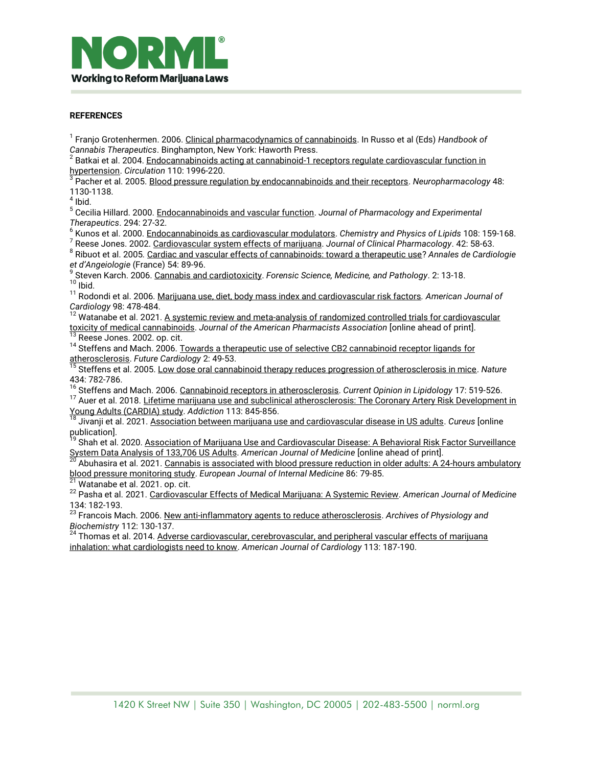**REFERENCES**

[1] Franjo Grotenhermen. 2006. Clinical pharmacodynamics of cannabinoids. In Russo et al (Eds) *Handbook of Cannabis Therapeutics*. Binghampton, New York: Haworth Press.
[2] Batkai et al. 2004. Endocannabinoids acting at cannabinoid-1 receptors regulate cardiovascular function in hypertension. *Circulation* 110: 1996-220.
[3] Pacher et al. 2005. Blood pressure regulation by endocannabinoids and their receptors. *Neuropharmacology* 48: 1130-1138.
[4] Ibid.
[5] Cecilia Hillard. 2000. Endocannabinoids and vascular function. *Journal of Pharmacology and Experimental Therapeutics*. 294: 27-32.
[6] Kunos et al. 2000. Endocannabinoids as cardiovascular modulators. *Chemistry and Physics of Lipids* 108: 159-168.
[7] Reese Jones. 2002. Cardiovascular system effects of marijuana. *Journal of Clinical Pharmacology*. 42: 58-63.
[8] Ribuot et al. 2005. Cardiac and vascular effects of cannabinoids: toward a therapeutic use? *Annales de Cardiologie et d'Angeiologie* (France) 54: 89-96.
[9] Steven Karch. 2006. Cannabis and cardiotoxicity. *Forensic Science, Medicine, and Pathology*. 2: 13-18.
[10] Ibid.
[11] Rodondi et al. 2006. Marijuana use, diet, body mass index and cardiovascular risk factors. *American Journal of Cardiology* 98: 478-484.
[12] Watanabe et al. 2021. A systemic review and meta-analysis of randomized controlled trials for cardiovascular toxicity of medical cannabinoids. *Journal of the American Pharmacists Association* [online ahead of print].
[13] Reese Jones. 2002. op. cit.
[14] Steffens and Mach. 2006. Towards a therapeutic use of selective CB2 cannabinoid receptor ligands for atherosclerosis. *Future Cardiology* 2: 49-53.
[15] Steffens et al. 2005. Low dose oral cannabinoid therapy reduces progression of atherosclerosis in mice. *Nature* 434: 782-786.
[16] Steffens and Mach. 2006. Cannabinoid receptors in atherosclerosis. *Current Opinion in Lipidology* 17: 519-526.
[17] Auer et al. 2018. Lifetime marijuana use and subclinical atherosclerosis: The Coronary Artery Risk Development in Young Adults (CARDIA) study. *Addiction* 113: 845-856.
[18] Jivanji et al. 2021. Association between marijuana use and cardiovascular disease in US adults. *Cureus* [online publication].
[19] Shah et al. 2020. Association of Marijuana Use and Cardiovascular Disease: A Behavioral Risk Factor Surveillance System Data Analysis of 133,706 US Adults. *American Journal of Medicine* [online ahead of print].
[20] Abuhasira et al. 2021. Cannabis is associated with blood pressure reduction in older adults: A 24-hours ambulatory blood pressure monitoring study. *European Journal of Internal Medicine* 86: 79-85.
[21] Watanabe et al. 2021. op. cit.
[22] Pasha et al. 2021. Cardiovascular Effects of Medical Marijuana: A Systemic Review. *American Journal of Medicine* 134: 182-193.
[23] Francois Mach. 2006. New anti-inflammatory agents to reduce atherosclerosis. *Archives of Physiology and Biochemistry* 112: 130-137.
[24] Thomas et al. 2014. Adverse cardiovascular, cerebrovascular, and peripheral vascular effects of marijuana inhalation: what cardiologists need to know. *American Journal of Cardiology* 113: 187-190.